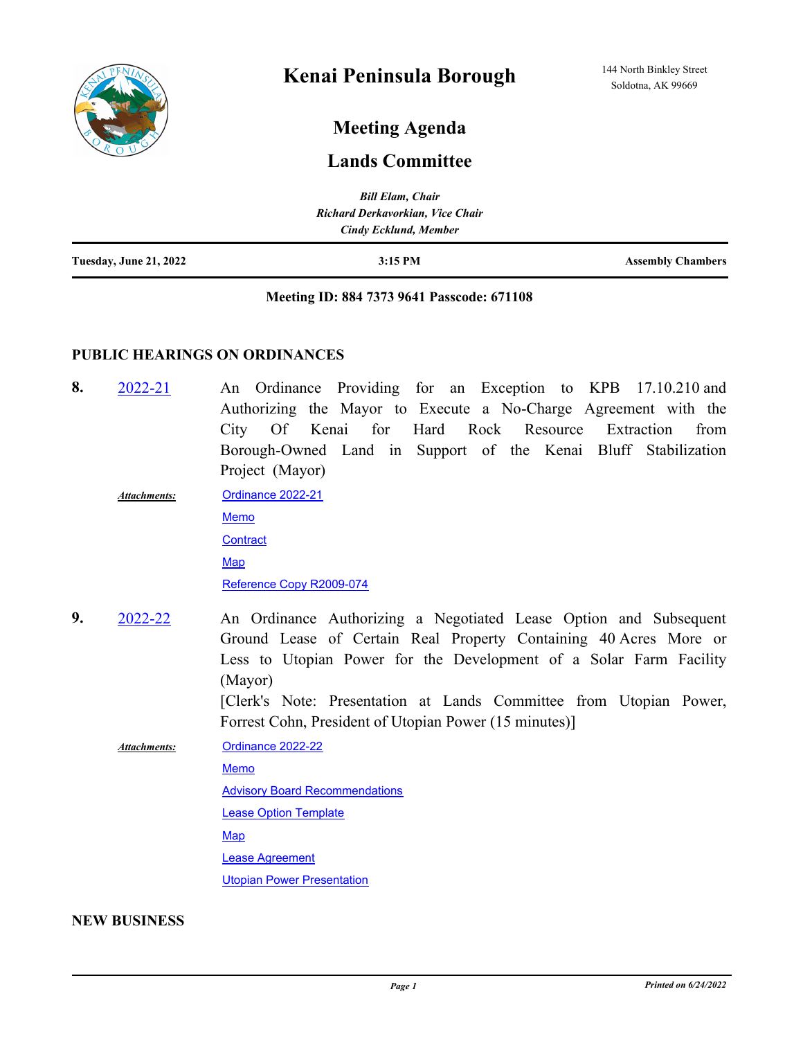# Kenai Peninsula Borough

144 North Binkley Street
Soldotna, AK 99669

## Meeting Agenda

## Lands Committee

*Bill Elam, Chair*
*Richard Derkavorkian, Vice Chair*
*Cindy Ecklund, Member*

| Tuesday, June 21, 2022 | 3:15 PM | Assembly Chambers |
|---|---|---|

**Meeting ID: 884 7373 9641 Passcode: 671108**

### PUBLIC HEARINGS ON ORDINANCES

**8.** 2022-21 — An Ordinance Providing for an Exception to KPB 17.10.210 and Authorizing the Mayor to Execute a No-Charge Agreement with the City Of Kenai for Hard Rock Resource Extraction from Borough-Owned Land in Support of the Kenai Bluff Stabilization Project (Mayor)

*Attachments:*
- Ordinance 2022-21
- Memo
- Contract
- Map
- Reference Copy R2009-074

**9.** 2022-22 — An Ordinance Authorizing a Negotiated Lease Option and Subsequent Ground Lease of Certain Real Property Containing 40 Acres More or Less to Utopian Power for the Development of a Solar Farm Facility (Mayor)
[Clerk's Note: Presentation at Lands Committee from Utopian Power, Forrest Cohn, President of Utopian Power (15 minutes)]

*Attachments:*
- Ordinance 2022-22
- Memo
- Advisory Board Recommendations
- Lease Option Template
- Map
- Lease Agreement
- Utopian Power Presentation

### NEW BUSINESS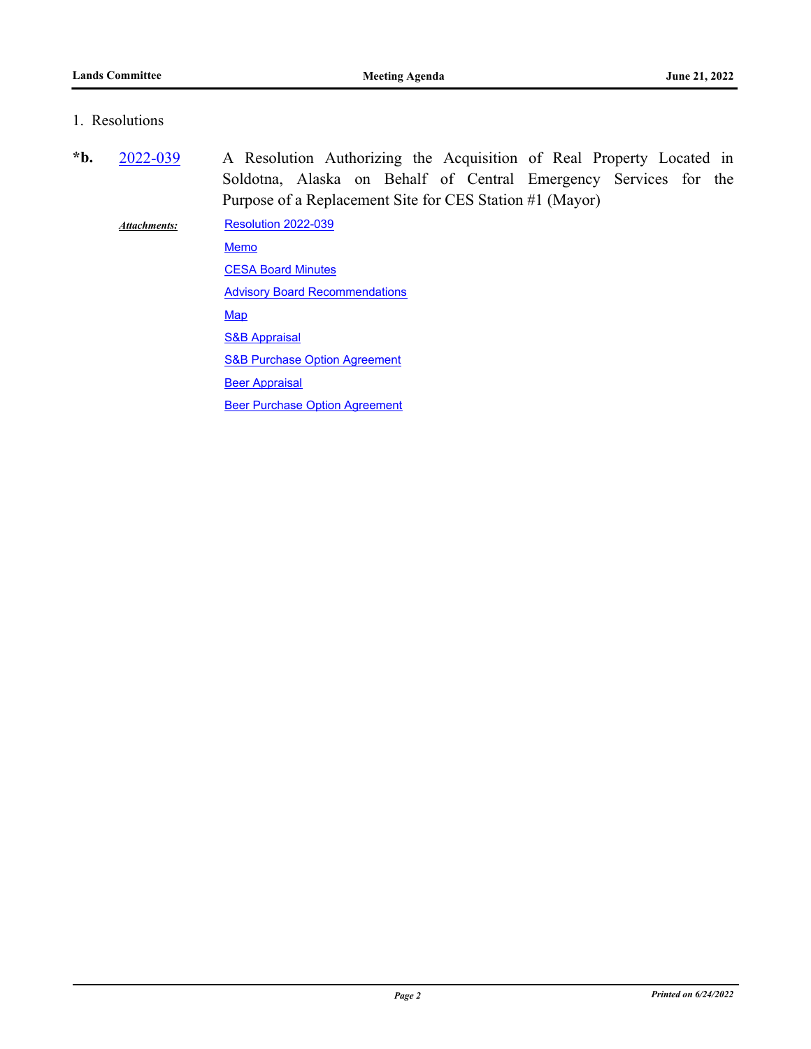1. Resolutions

**\*b.** 2022-039 A Resolution Authorizing the Acquisition of Real Property Located in Soldotna, Alaska on Behalf of Central Emergency Services for the Purpose of a Replacement Site for CES Station #1 (Mayor)

***Attachments:***
Resolution 2022-039
Memo
CESA Board Minutes
Advisory Board Recommendations
Map
S&B Appraisal
S&B Purchase Option Agreement
Beer Appraisal
Beer Purchase Option Agreement